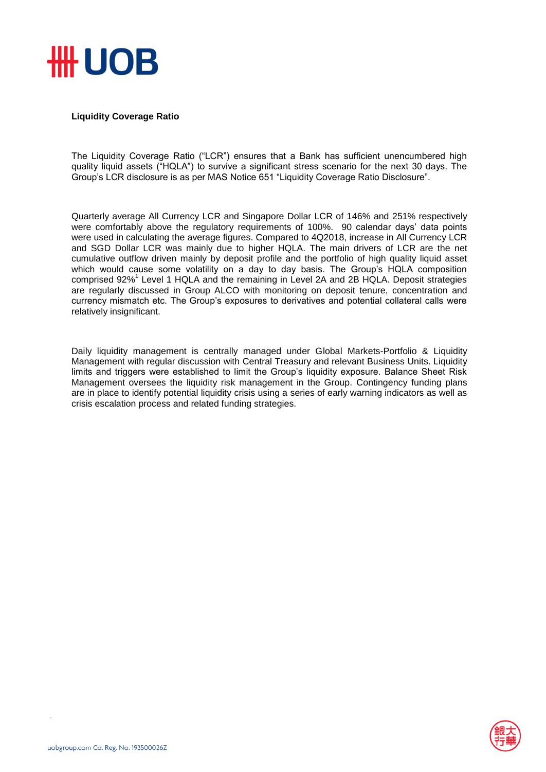## Liquidity Coverage Ratio

The Liquidity Coverage Ratio ("LCR") ensures that a Bank has sufficient unencumbered high quality liquid assets ("HQLA") to survive a significant stress scenario for the next 30 days. The Group's LCR disclosure is as per MAS Notice 651 "Liquidity Coverage Ratio Disclosure".

Quarterly average All Currency LCR and Singapore Dollar LCR of 146% and 251% respectively were comfortably above the regulatory requirements of 100%. 90 calendar days' data points were used in calculating the average figures. Compared to 4Q2018, increase in All Currency LCR and SGD Dollar LCR was mainly due to higher HQLA. The main drivers of LCR are the net cumulative outflow driven mainly by deposit profile and the portfolio of high quality liquid asset which would cause some volatility on a day to day basis. The Group's HQLA composition comprised 92%[1] Level 1 HQLA and the remaining in Level 2A and 2B HQLA. Deposit strategies are regularly discussed in Group ALCO with monitoring on deposit tenure, concentration and currency mismatch etc. The Group's exposures to derivatives and potential collateral calls were relatively insignificant.

Daily liquidity management is centrally managed under Global Markets-Portfolio & Liquidity Management with regular discussion with Central Treasury and relevant Business Units. Liquidity limits and triggers were established to limit the Group's liquidity exposure. Balance Sheet Risk Management oversees the liquidity risk management in the Group. Contingency funding plans are in place to identify potential liquidity crisis using a series of early warning indicators as well as crisis escalation process and related funding strategies.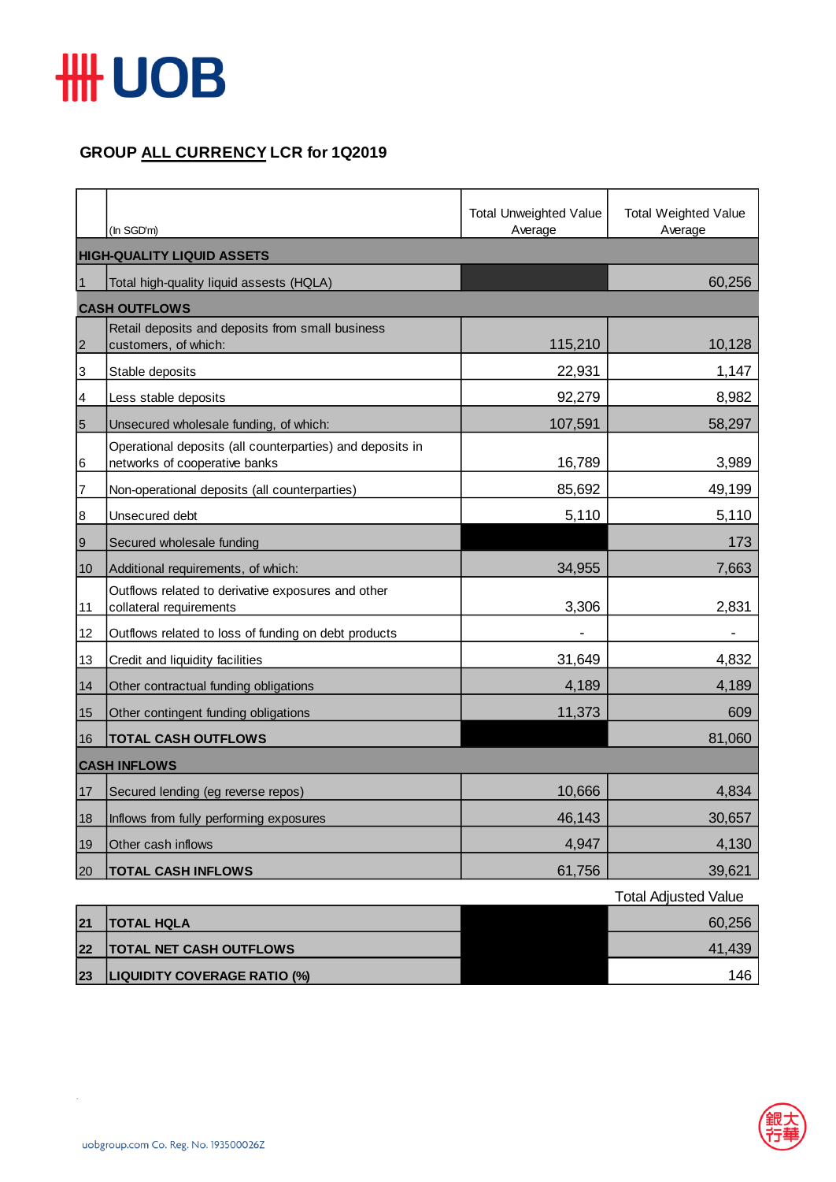## GROUP ALL CURRENCY LCR for 1Q2019

| | (In SGD'm) | Total Unweighted Value Average | Total Weighted Value Average |
|---|---|---|---|
| **HIGH-QUALITY LIQUID ASSETS** | | | |
| 1 | Total high-quality liquid assests (HQLA) | | 60,256 |
| **CASH OUTFLOWS** | | | |
| 2 | Retail deposits and deposits from small business customers, of which: | 115,210 | 10,128 |
| 3 | Stable deposits | 22,931 | 1,147 |
| 4 | Less stable deposits | 92,279 | 8,982 |
| 5 | Unsecured wholesale funding, of which: | 107,591 | 58,297 |
| 6 | Operational deposits (all counterparties) and deposits in networks of cooperative banks | 16,789 | 3,989 |
| 7 | Non-operational deposits (all counterparties) | 85,692 | 49,199 |
| 8 | Unsecured debt | 5,110 | 5,110 |
| 9 | Secured wholesale funding | | 173 |
| 10 | Additional requirements, of which: | 34,955 | 7,663 |
| 11 | Outflows related to derivative exposures and other collateral requirements | 3,306 | 2,831 |
| 12 | Outflows related to loss of funding on debt products | - | - |
| 13 | Credit and liquidity facilities | 31,649 | 4,832 |
| 14 | Other contractual funding obligations | 4,189 | 4,189 |
| 15 | Other contingent funding obligations | 11,373 | 609 |
| 16 | **TOTAL CASH OUTFLOWS** | | 81,060 |
| **CASH INFLOWS** | | | |
| 17 | Secured lending (eg reverse repos) | 10,666 | 4,834 |
| 18 | Inflows from fully performing exposures | 46,143 | 30,657 |
| 19 | Other cash inflows | 4,947 | 4,130 |
| 20 | **TOTAL CASH INFLOWS** | 61,756 | 39,621 |

| | | | Total Adjusted Value |
|---|---|---|---|
| **21** | **TOTAL HQLA** | | 60,256 |
| **22** | **TOTAL NET CASH OUTFLOWS** | | 41,439 |
| **23** | **LIQUIDITY COVERAGE RATIO (%)** | | 146 |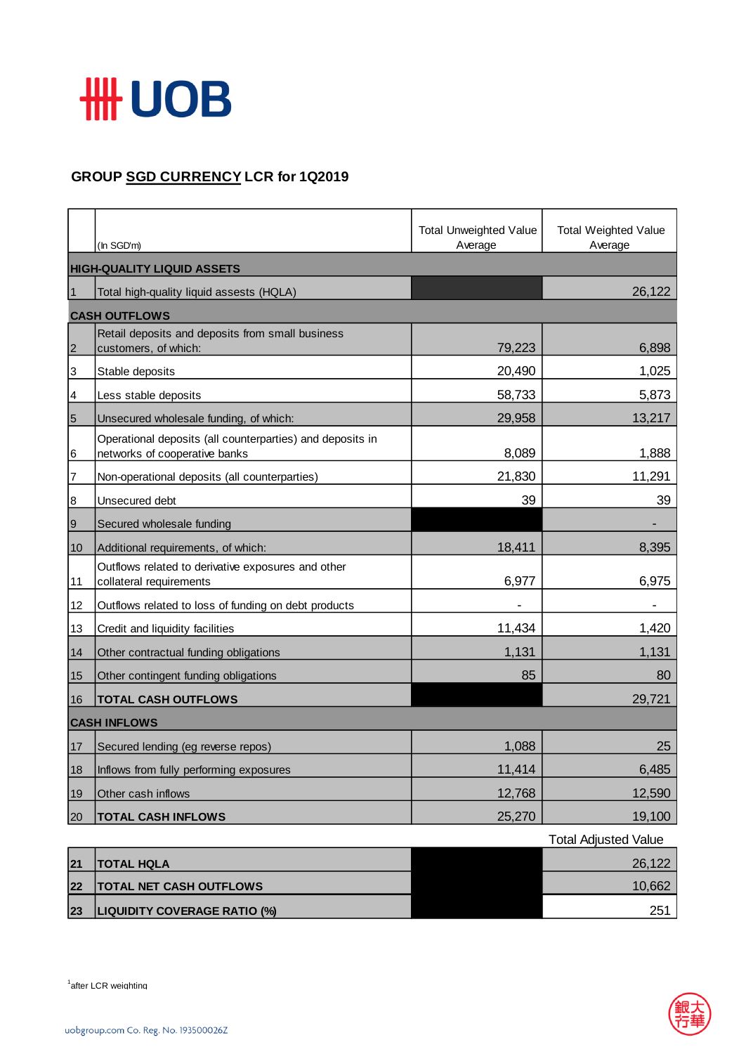UOB

## GROUP SGD CURRENCY LCR for 1Q2019

| | (In SGD'm) | Total Unweighted Value Average | Total Weighted Value Average |
|---|---|---|---|
| **HIGH-QUALITY LIQUID ASSETS** | | | |
| 1 | Total high-quality liquid assests (HQLA) | | 26,122 |
| **CASH OUTFLOWS** | | | |
| 2 | Retail deposits and deposits from small business customers, of which: | 79,223 | 6,898 |
| 3 | Stable deposits | 20,490 | 1,025 |
| 4 | Less stable deposits | 58,733 | 5,873 |
| 5 | Unsecured wholesale funding, of which: | 29,958 | 13,217 |
| 6 | Operational deposits (all counterparties) and deposits in networks of cooperative banks | 8,089 | 1,888 |
| 7 | Non-operational deposits (all counterparties) | 21,830 | 11,291 |
| 8 | Unsecured debt | 39 | 39 |
| 9 | Secured wholesale funding | | - |
| 10 | Additional requirements, of which: | 18,411 | 8,395 |
| 11 | Outflows related to derivative exposures and other collateral requirements | 6,977 | 6,975 |
| 12 | Outflows related to loss of funding on debt products | - | - |
| 13 | Credit and liquidity facilities | 11,434 | 1,420 |
| 14 | Other contractual funding obligations | 1,131 | 1,131 |
| 15 | Other contingent funding obligations | 85 | 80 |
| 16 | **TOTAL CASH OUTFLOWS** | | 29,721 |
| **CASH INFLOWS** | | | |
| 17 | Secured lending (eg reverse repos) | 1,088 | 25 |
| 18 | Inflows from fully performing exposures | 11,414 | 6,485 |
| 19 | Other cash inflows | 12,768 | 12,590 |
| 20 | **TOTAL CASH INFLOWS** | 25,270 | 19,100 |
| | | | **Total Adjusted Value** |
| **21** | **TOTAL HQLA** | | 26,122 |
| **22** | **TOTAL NET CASH OUTFLOWS** | | 10,662 |
| **23** | **LIQUIDITY COVERAGE RATIO (%)** | | 251 |

[1]after LCR weighting

uobgroup.com Co. Reg. No. 193500026Z